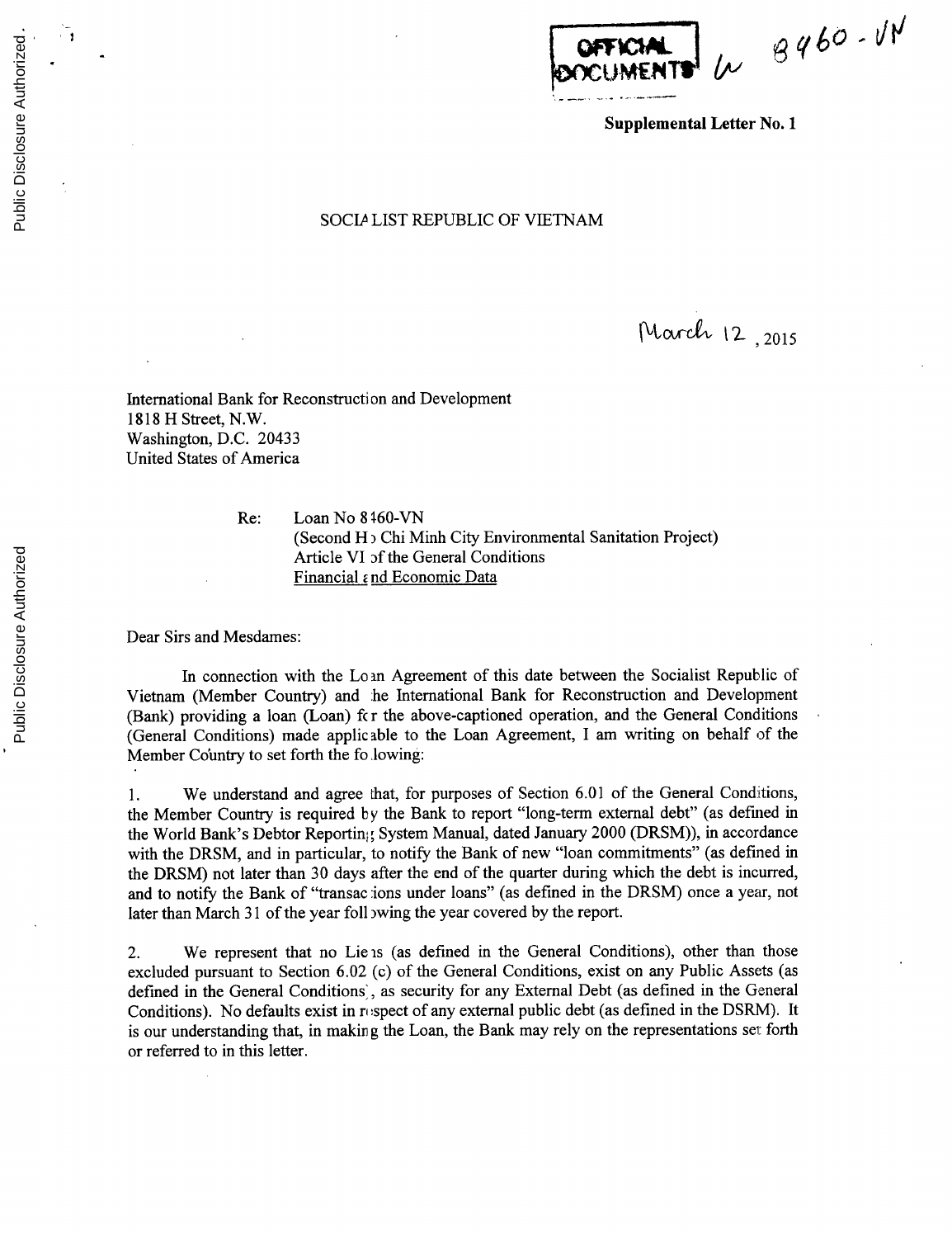OFFICIAL DOCUMENTS 8460-VN

**Supplemental Letter No. 1**

SOCIALIST REPUBLIC OF VIETNAM

March 12, 2015

International Bank for Reconstruction and Development
1818 H Street, N.W.
Washington, D.C. 20433
United States of America

Re: Loan No 8460-VN
(Second Ho Chi Minh City Environmental Sanitation Project)
Article VI of the General Conditions
Financial and Economic Data

Dear Sirs and Mesdames:

In connection with the Loan Agreement of this date between the Socialist Republic of Vietnam (Member Country) and the International Bank for Reconstruction and Development (Bank) providing a loan (Loan) for the above-captioned operation, and the General Conditions (General Conditions) made applicable to the Loan Agreement, I am writing on behalf of the Member Country to set forth the following:

1. We understand and agree that, for purposes of Section 6.01 of the General Conditions, the Member Country is required by the Bank to report "long-term external debt" (as defined in the World Bank's Debtor Reporting System Manual, dated January 2000 (DRSM)), in accordance with the DRSM, and in particular, to notify the Bank of new "loan commitments" (as defined in the DRSM) not later than 30 days after the end of the quarter during which the debt is incurred, and to notify the Bank of "transactions under loans" (as defined in the DRSM) once a year, not later than March 31 of the year following the year covered by the report.

2. We represent that no Liens (as defined in the General Conditions), other than those excluded pursuant to Section 6.02 (c) of the General Conditions, exist on any Public Assets (as defined in the General Conditions), as security for any External Debt (as defined in the General Conditions). No defaults exist in respect of any external public debt (as defined in the DSRM). It is our understanding that, in making the Loan, the Bank may rely on the representations set forth or referred to in this letter.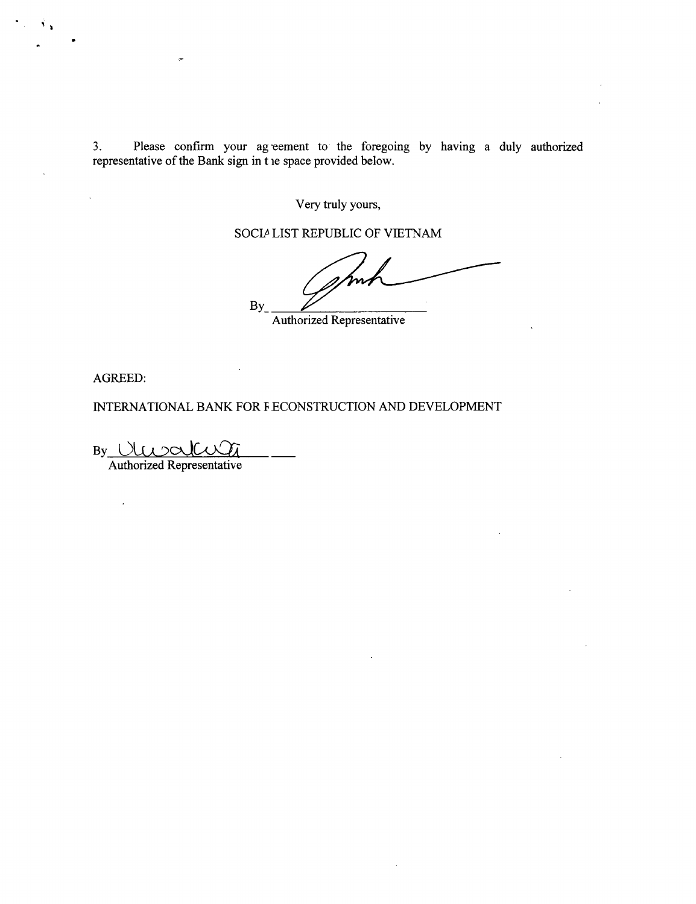3. Please confirm your agreement to the foregoing by having a duly authorized representative of the Bank sign in the space provided below.

Very truly yours,

SOCIALIST REPUBLIC OF VIETNAM

By\_\_\_\_\_\_\_\_\_\_\_\_\_\_\_\_\_\_\_\_\_\_\_\_
Authorized Representative

AGREED:

INTERNATIONAL BANK FOR RECONSTRUCTION AND DEVELOPMENT

By\_\_\_\_\_\_\_\_\_\_\_\_\_\_\_\_\_\_\_\_\_\_\_\_
Authorized Representative